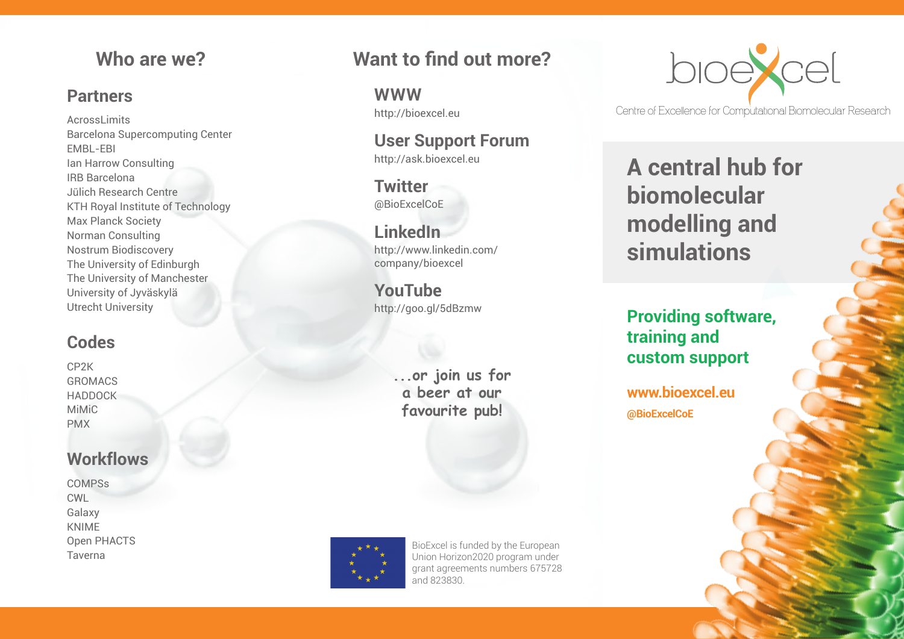## Who are we?

### Partners

AcrossLimits
Barcelona Supercomputing Center
EMBL-EBI
Ian Harrow Consulting
IRB Barcelona
Jülich Research Centre
KTH Royal Institute of Technology
Max Planck Society
Norman Consulting
Nostrum Biodiscovery
The University of Edinburgh
The University of Manchester
University of Jyväskylä
Utrecht University

### Codes

CP2K
GROMACS
HADDOCK
MiMiC
PMX

### Workflows

COMPSs
CWL
Galaxy
KNIME
Open PHACTS
Taverna

## Want to find out more?

### WWW

http://bioexcel.eu

### User Support Forum

http://ask.bioexcel.eu

### Twitter

@BioExcelCoE

### LinkedIn

http://www.linkedin.com/company/bioexcel

### YouTube

http://goo.gl/5dBzmw

...or join us for a beer at our favourite pub!

BioExcel is funded by the European Union Horizon2020 program under grant agreements numbers 675728 and 823830.

bioexcel

Centre of Excellence for Computational Biomolecular Research

# A central hub for biomolecular modelling and simulations

**Providing software, training and custom support**

**www.bioexcel.eu**

**@BioExcelCoE**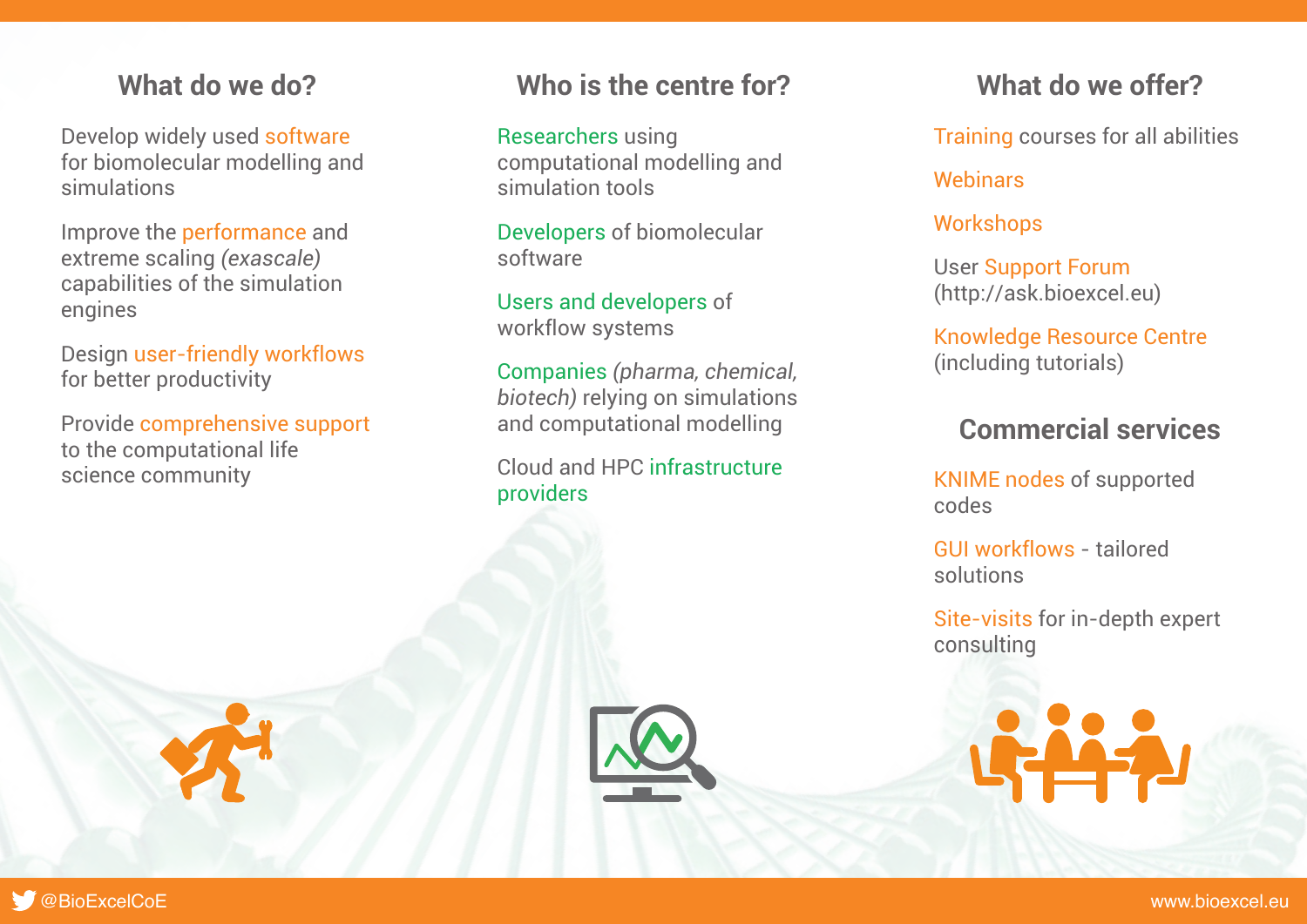## What do we do?

Develop widely used software for biomolecular modelling and simulations

Improve the performance and extreme scaling *(exascale)* capabilities of the simulation engines

Design user-friendly workflows for better productivity

Provide comprehensive support to the computational life science community

## Who is the centre for?

Researchers using computational modelling and simulation tools

Developers of biomolecular software

Users and developers of workflow systems

Companies *(pharma, chemical, biotech)* relying on simulations and computational modelling

Cloud and HPC infrastructure providers

## What do we offer?

Training courses for all abilities

Webinars

Workshops

User Support Forum (http://ask.bioexcel.eu)

Knowledge Resource Centre (including tutorials)

## Commercial services

KNIME nodes of supported codes

GUI workflows - tailored solutions

Site-visits for in-depth expert consulting

@BioExcelCoE

www.bioexcel.eu